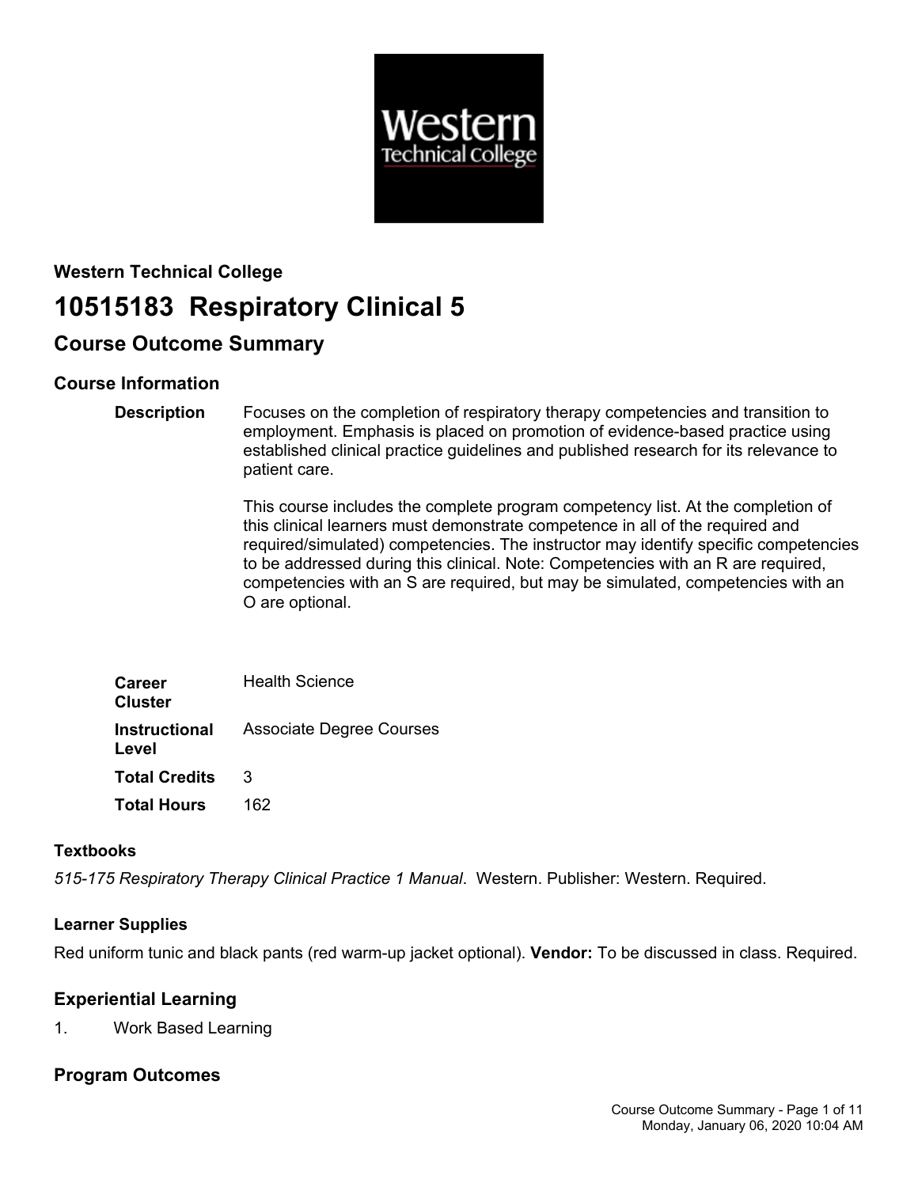**Western Technical College**

# 10515183 Respiratory Clinical 5

## Course Outcome Summary

### Course Information

| | |
|---|---|
| **Description** | Focuses on the completion of respiratory therapy competencies and transition to employment. Emphasis is placed on promotion of evidence-based practice using established clinical practice guidelines and published research for its relevance to patient care.<br><br>This course includes the complete program competency list. At the completion of this clinical learners must demonstrate competence in all of the required and required/simulated) competencies. The instructor may identify specific competencies to be addressed during this clinical. Note: Competencies with an R are required, competencies with an S are required, but may be simulated, competencies with an O are optional. |
| **Career Cluster** | Health Science |
| **Instructional Level** | Associate Degree Courses |
| **Total Credits** | 3 |
| **Total Hours** | 162 |

#### Textbooks

*515-175 Respiratory Therapy Clinical Practice 1 Manual*. Western. Publisher: Western. Required.

#### Learner Supplies

Red uniform tunic and black pants (red warm-up jacket optional). **Vendor:** To be discussed in class. Required.

### Experiential Learning

1. Work Based Learning

### Program Outcomes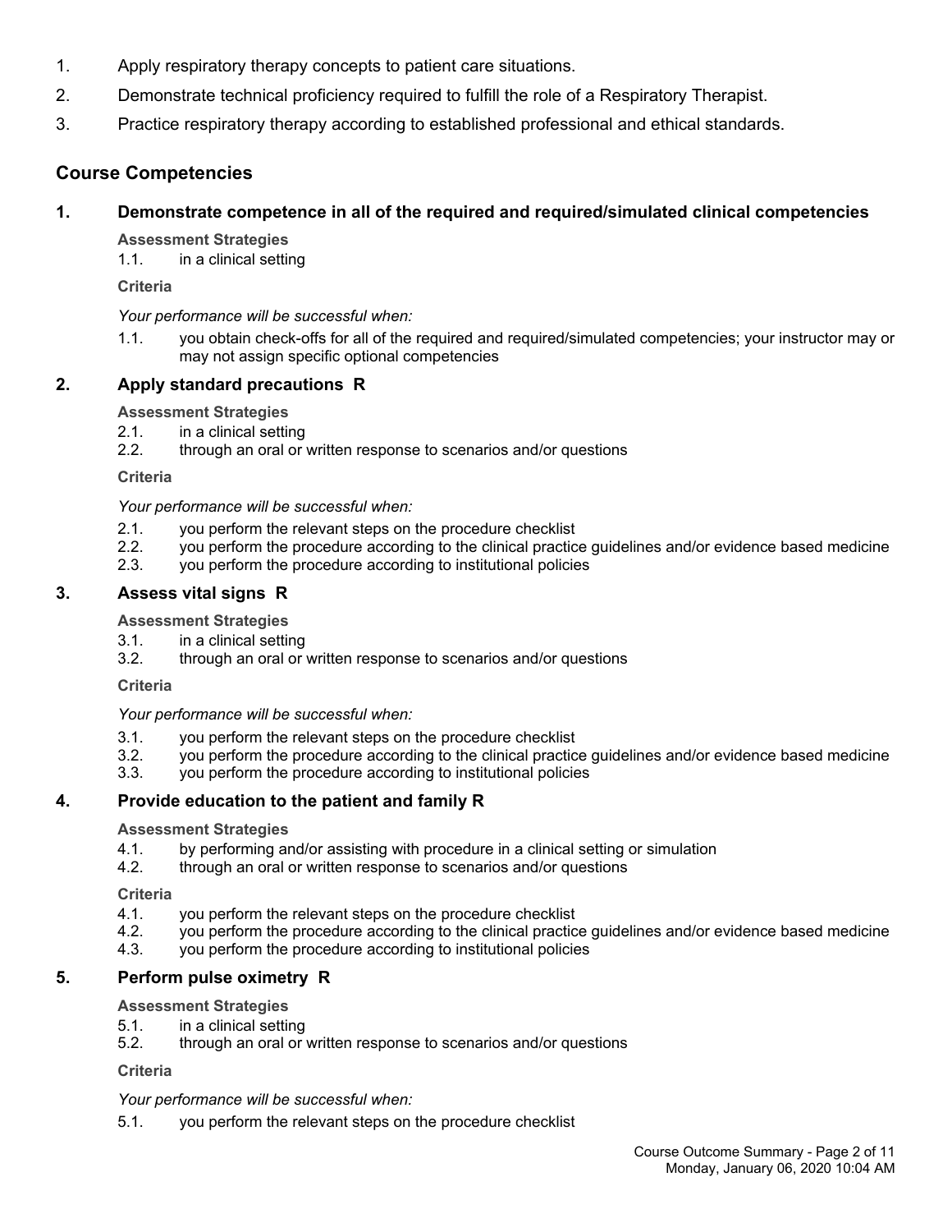1. Apply respiratory therapy concepts to patient care situations.
2. Demonstrate technical proficiency required to fulfill the role of a Respiratory Therapist.
3. Practice respiratory therapy according to established professional and ethical standards.

## Course Competencies

### 1. Demonstrate competence in all of the required and required/simulated clinical competencies

**Assessment Strategies**

1.1. in a clinical setting

**Criteria**

*Your performance will be successful when:*

1.1. you obtain check-offs for all of the required and required/simulated competencies; your instructor may or may not assign specific optional competencies

### 2. Apply standard precautions R

**Assessment Strategies**

2.1. in a clinical setting
2.2. through an oral or written response to scenarios and/or questions

**Criteria**

*Your performance will be successful when:*

2.1. you perform the relevant steps on the procedure checklist
2.2. you perform the procedure according to the clinical practice guidelines and/or evidence based medicine
2.3. you perform the procedure according to institutional policies

### 3. Assess vital signs R

**Assessment Strategies**

3.1. in a clinical setting
3.2. through an oral or written response to scenarios and/or questions

**Criteria**

*Your performance will be successful when:*

3.1. you perform the relevant steps on the procedure checklist
3.2. you perform the procedure according to the clinical practice guidelines and/or evidence based medicine
3.3. you perform the procedure according to institutional policies

### 4. Provide education to the patient and family R

**Assessment Strategies**

4.1. by performing and/or assisting with procedure in a clinical setting or simulation
4.2. through an oral or written response to scenarios and/or questions

**Criteria**

4.1. you perform the relevant steps on the procedure checklist
4.2. you perform the procedure according to the clinical practice guidelines and/or evidence based medicine
4.3. you perform the procedure according to institutional policies

### 5. Perform pulse oximetry R

**Assessment Strategies**

5.1. in a clinical setting
5.2. through an oral or written response to scenarios and/or questions

**Criteria**

*Your performance will be successful when:*

5.1. you perform the relevant steps on the procedure checklist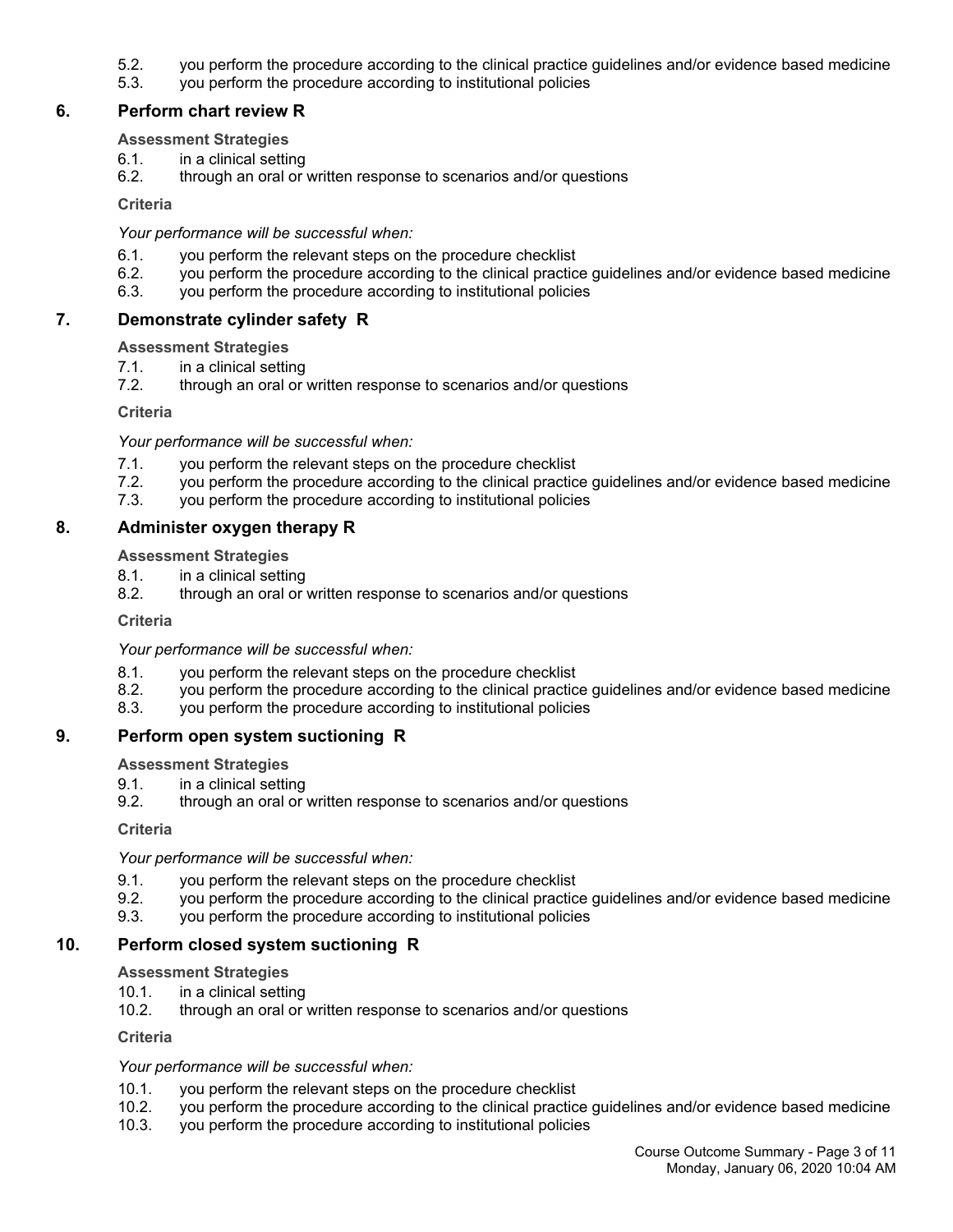5.2. you perform the procedure according to the clinical practice guidelines and/or evidence based medicine
5.3. you perform the procedure according to institutional policies

## 6. Perform chart review R

**Assessment Strategies**

6.1. in a clinical setting
6.2. through an oral or written response to scenarios and/or questions

**Criteria**

*Your performance will be successful when:*

6.1. you perform the relevant steps on the procedure checklist
6.2. you perform the procedure according to the clinical practice guidelines and/or evidence based medicine
6.3. you perform the procedure according to institutional policies

## 7. Demonstrate cylinder safety R

**Assessment Strategies**

7.1. in a clinical setting
7.2. through an oral or written response to scenarios and/or questions

**Criteria**

*Your performance will be successful when:*

7.1. you perform the relevant steps on the procedure checklist
7.2. you perform the procedure according to the clinical practice guidelines and/or evidence based medicine
7.3. you perform the procedure according to institutional policies

## 8. Administer oxygen therapy R

**Assessment Strategies**

8.1. in a clinical setting
8.2. through an oral or written response to scenarios and/or questions

**Criteria**

*Your performance will be successful when:*

8.1. you perform the relevant steps on the procedure checklist
8.2. you perform the procedure according to the clinical practice guidelines and/or evidence based medicine
8.3. you perform the procedure according to institutional policies

## 9. Perform open system suctioning R

**Assessment Strategies**

9.1. in a clinical setting
9.2. through an oral or written response to scenarios and/or questions

**Criteria**

*Your performance will be successful when:*

9.1. you perform the relevant steps on the procedure checklist
9.2. you perform the procedure according to the clinical practice guidelines and/or evidence based medicine
9.3. you perform the procedure according to institutional policies

## 10. Perform closed system suctioning R

**Assessment Strategies**

10.1. in a clinical setting
10.2. through an oral or written response to scenarios and/or questions

**Criteria**

*Your performance will be successful when:*

10.1. you perform the relevant steps on the procedure checklist
10.2. you perform the procedure according to the clinical practice guidelines and/or evidence based medicine
10.3. you perform the procedure according to institutional policies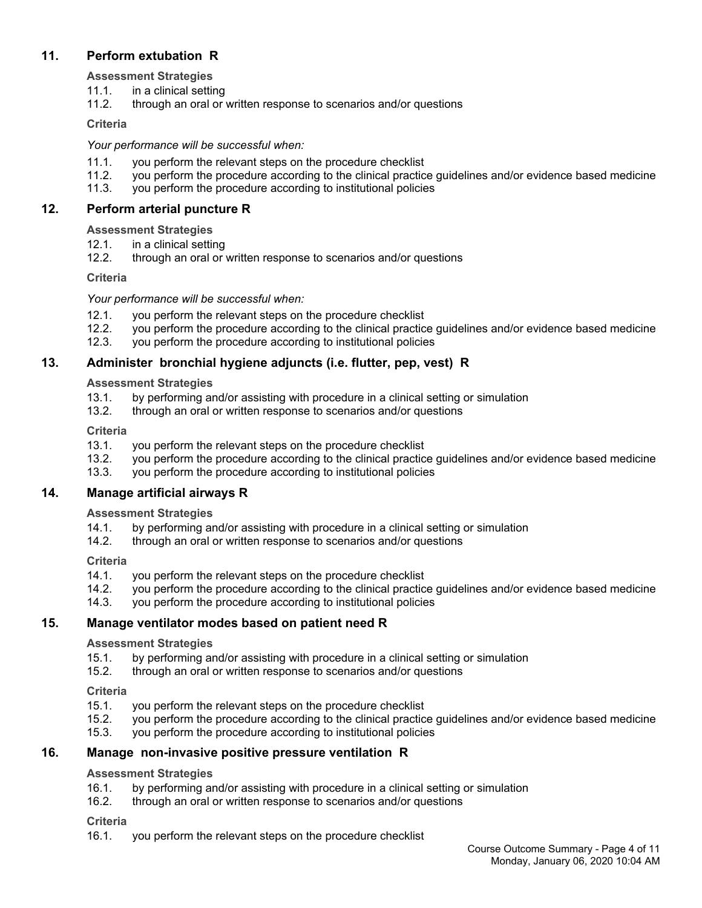## 11. Perform extubation R

**Assessment Strategies**

11.1. in a clinical setting
11.2. through an oral or written response to scenarios and/or questions

**Criteria**

*Your performance will be successful when:*

11.1. you perform the relevant steps on the procedure checklist
11.2. you perform the procedure according to the clinical practice guidelines and/or evidence based medicine
11.3. you perform the procedure according to institutional policies

## 12. Perform arterial puncture R

**Assessment Strategies**

12.1. in a clinical setting
12.2. through an oral or written response to scenarios and/or questions

**Criteria**

*Your performance will be successful when:*

12.1. you perform the relevant steps on the procedure checklist
12.2. you perform the procedure according to the clinical practice guidelines and/or evidence based medicine
12.3. you perform the procedure according to institutional policies

## 13. Administer bronchial hygiene adjuncts (i.e. flutter, pep, vest) R

**Assessment Strategies**

13.1. by performing and/or assisting with procedure in a clinical setting or simulation
13.2. through an oral or written response to scenarios and/or questions

**Criteria**

13.1. you perform the relevant steps on the procedure checklist
13.2. you perform the procedure according to the clinical practice guidelines and/or evidence based medicine
13.3. you perform the procedure according to institutional policies

## 14. Manage artificial airways R

**Assessment Strategies**

14.1. by performing and/or assisting with procedure in a clinical setting or simulation
14.2. through an oral or written response to scenarios and/or questions

**Criteria**

14.1. you perform the relevant steps on the procedure checklist
14.2. you perform the procedure according to the clinical practice guidelines and/or evidence based medicine
14.3. you perform the procedure according to institutional policies

## 15. Manage ventilator modes based on patient need R

**Assessment Strategies**

15.1. by performing and/or assisting with procedure in a clinical setting or simulation
15.2. through an oral or written response to scenarios and/or questions

**Criteria**

15.1. you perform the relevant steps on the procedure checklist
15.2. you perform the procedure according to the clinical practice guidelines and/or evidence based medicine
15.3. you perform the procedure according to institutional policies

## 16. Manage non-invasive positive pressure ventilation R

**Assessment Strategies**

16.1. by performing and/or assisting with procedure in a clinical setting or simulation
16.2. through an oral or written response to scenarios and/or questions

**Criteria**

16.1. you perform the relevant steps on the procedure checklist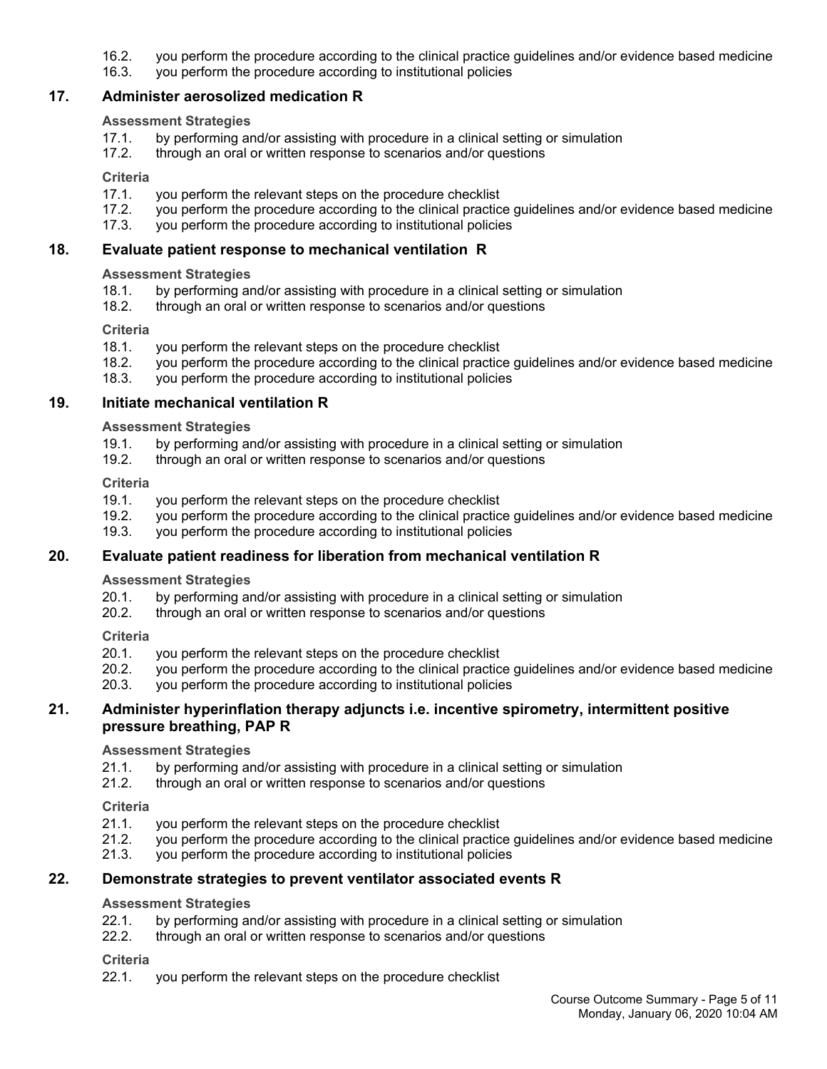16.2. you perform the procedure according to the clinical practice guidelines and/or evidence based medicine
16.3. you perform the procedure according to institutional policies

## 17. Administer aerosolized medication R

**Assessment Strategies**

17.1. by performing and/or assisting with procedure in a clinical setting or simulation
17.2. through an oral or written response to scenarios and/or questions

**Criteria**

17.1. you perform the relevant steps on the procedure checklist
17.2. you perform the procedure according to the clinical practice guidelines and/or evidence based medicine
17.3. you perform the procedure according to institutional policies

## 18. Evaluate patient response to mechanical ventilation R

**Assessment Strategies**

18.1. by performing and/or assisting with procedure in a clinical setting or simulation
18.2. through an oral or written response to scenarios and/or questions

**Criteria**

18.1. you perform the relevant steps on the procedure checklist
18.2. you perform the procedure according to the clinical practice guidelines and/or evidence based medicine
18.3. you perform the procedure according to institutional policies

## 19. Initiate mechanical ventilation R

**Assessment Strategies**

19.1. by performing and/or assisting with procedure in a clinical setting or simulation
19.2. through an oral or written response to scenarios and/or questions

**Criteria**

19.1. you perform the relevant steps on the procedure checklist
19.2. you perform the procedure according to the clinical practice guidelines and/or evidence based medicine
19.3. you perform the procedure according to institutional policies

## 20. Evaluate patient readiness for liberation from mechanical ventilation R

**Assessment Strategies**

20.1. by performing and/or assisting with procedure in a clinical setting or simulation
20.2. through an oral or written response to scenarios and/or questions

**Criteria**

20.1. you perform the relevant steps on the procedure checklist
20.2. you perform the procedure according to the clinical practice guidelines and/or evidence based medicine
20.3. you perform the procedure according to institutional policies

## 21. Administer hyperinflation therapy adjuncts i.e. incentive spirometry, intermittent positive pressure breathing, PAP R

**Assessment Strategies**

21.1. by performing and/or assisting with procedure in a clinical setting or simulation
21.2. through an oral or written response to scenarios and/or questions

**Criteria**

21.1. you perform the relevant steps on the procedure checklist
21.2. you perform the procedure according to the clinical practice guidelines and/or evidence based medicine
21.3. you perform the procedure according to institutional policies

## 22. Demonstrate strategies to prevent ventilator associated events R

**Assessment Strategies**

22.1. by performing and/or assisting with procedure in a clinical setting or simulation
22.2. through an oral or written response to scenarios and/or questions

**Criteria**

22.1. you perform the relevant steps on the procedure checklist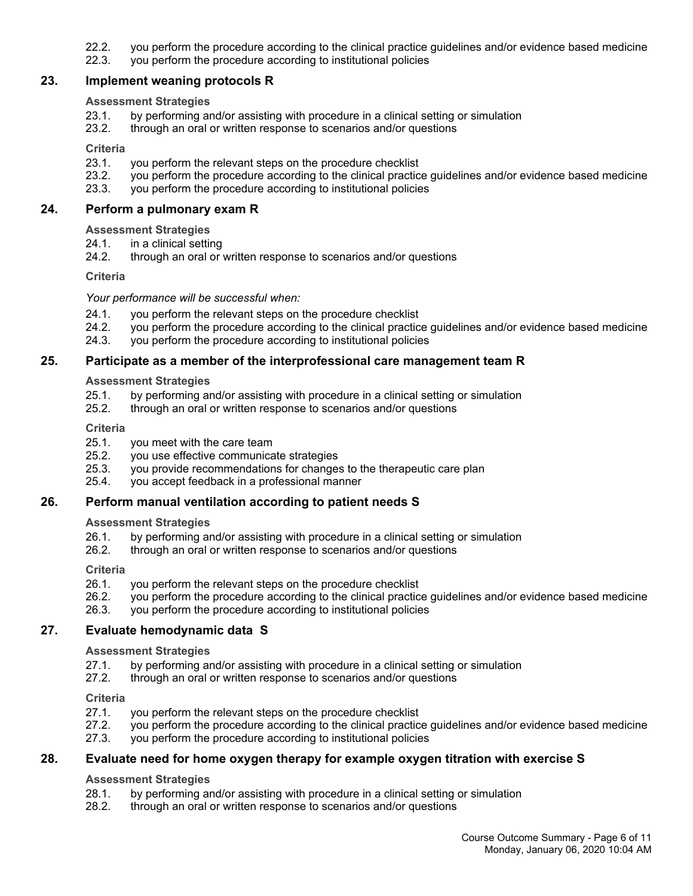22.2. you perform the procedure according to the clinical practice guidelines and/or evidence based medicine
22.3. you perform the procedure according to institutional policies

## 23. Implement weaning protocols R

**Assessment Strategies**

23.1. by performing and/or assisting with procedure in a clinical setting or simulation
23.2. through an oral or written response to scenarios and/or questions

**Criteria**

23.1. you perform the relevant steps on the procedure checklist
23.2. you perform the procedure according to the clinical practice guidelines and/or evidence based medicine
23.3. you perform the procedure according to institutional policies

## 24. Perform a pulmonary exam R

**Assessment Strategies**

24.1. in a clinical setting
24.2. through an oral or written response to scenarios and/or questions

**Criteria**

*Your performance will be successful when:*

24.1. you perform the relevant steps on the procedure checklist
24.2. you perform the procedure according to the clinical practice guidelines and/or evidence based medicine
24.3. you perform the procedure according to institutional policies

## 25. Participate as a member of the interprofessional care management team R

**Assessment Strategies**

25.1. by performing and/or assisting with procedure in a clinical setting or simulation
25.2. through an oral or written response to scenarios and/or questions

**Criteria**

25.1. you meet with the care team
25.2. you use effective communicate strategies
25.3. you provide recommendations for changes to the therapeutic care plan
25.4. you accept feedback in a professional manner

## 26. Perform manual ventilation according to patient needs S

**Assessment Strategies**

26.1. by performing and/or assisting with procedure in a clinical setting or simulation
26.2. through an oral or written response to scenarios and/or questions

**Criteria**

26.1. you perform the relevant steps on the procedure checklist
26.2. you perform the procedure according to the clinical practice guidelines and/or evidence based medicine
26.3. you perform the procedure according to institutional policies

## 27. Evaluate hemodynamic data S

**Assessment Strategies**

27.1. by performing and/or assisting with procedure in a clinical setting or simulation
27.2. through an oral or written response to scenarios and/or questions

**Criteria**

27.1. you perform the relevant steps on the procedure checklist
27.2. you perform the procedure according to the clinical practice guidelines and/or evidence based medicine
27.3. you perform the procedure according to institutional policies

## 28. Evaluate need for home oxygen therapy for example oxygen titration with exercise S

**Assessment Strategies**

28.1. by performing and/or assisting with procedure in a clinical setting or simulation
28.2. through an oral or written response to scenarios and/or questions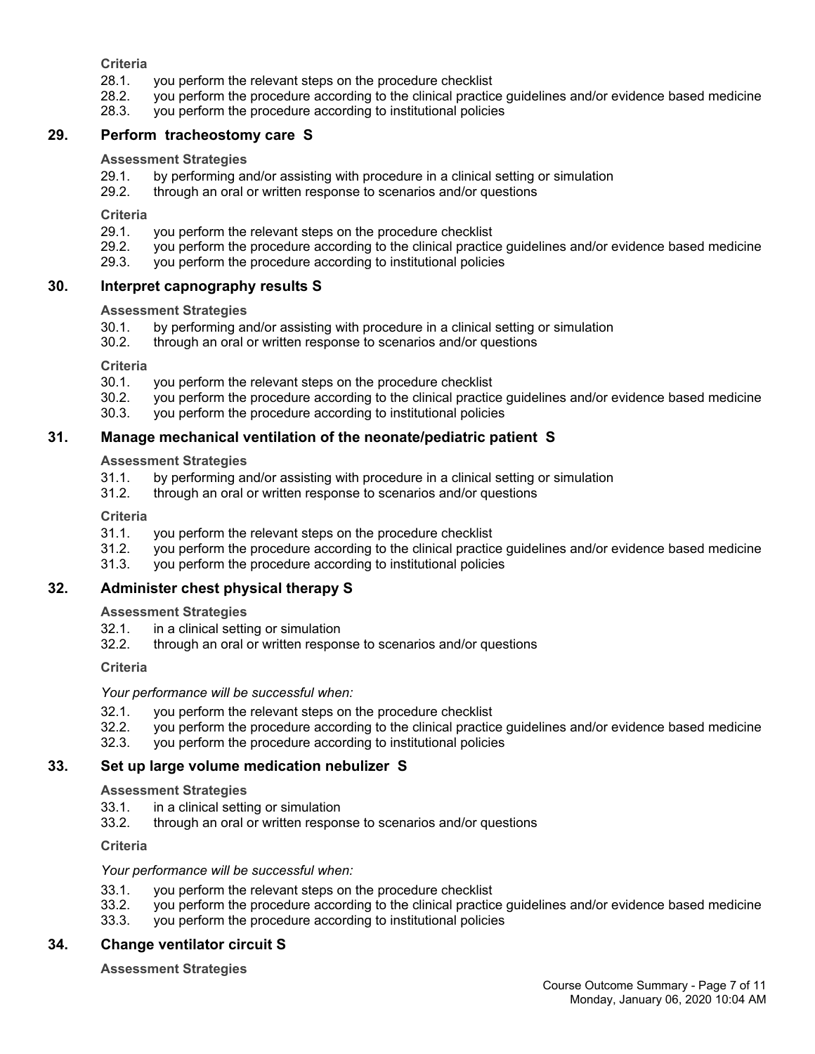**Criteria**

28.1. you perform the relevant steps on the procedure checklist
28.2. you perform the procedure according to the clinical practice guidelines and/or evidence based medicine
28.3. you perform the procedure according to institutional policies

## 29. Perform tracheostomy care S

**Assessment Strategies**

29.1. by performing and/or assisting with procedure in a clinical setting or simulation
29.2. through an oral or written response to scenarios and/or questions

**Criteria**

29.1. you perform the relevant steps on the procedure checklist
29.2. you perform the procedure according to the clinical practice guidelines and/or evidence based medicine
29.3. you perform the procedure according to institutional policies

## 30. Interpret capnography results S

**Assessment Strategies**

30.1. by performing and/or assisting with procedure in a clinical setting or simulation
30.2. through an oral or written response to scenarios and/or questions

**Criteria**

30.1. you perform the relevant steps on the procedure checklist
30.2. you perform the procedure according to the clinical practice guidelines and/or evidence based medicine
30.3. you perform the procedure according to institutional policies

## 31. Manage mechanical ventilation of the neonate/pediatric patient S

**Assessment Strategies**

31.1. by performing and/or assisting with procedure in a clinical setting or simulation
31.2. through an oral or written response to scenarios and/or questions

**Criteria**

31.1. you perform the relevant steps on the procedure checklist
31.2. you perform the procedure according to the clinical practice guidelines and/or evidence based medicine
31.3. you perform the procedure according to institutional policies

## 32. Administer chest physical therapy S

**Assessment Strategies**

32.1. in a clinical setting or simulation
32.2. through an oral or written response to scenarios and/or questions

**Criteria**

*Your performance will be successful when:*

32.1. you perform the relevant steps on the procedure checklist
32.2. you perform the procedure according to the clinical practice guidelines and/or evidence based medicine
32.3. you perform the procedure according to institutional policies

## 33. Set up large volume medication nebulizer S

**Assessment Strategies**

33.1. in a clinical setting or simulation
33.2. through an oral or written response to scenarios and/or questions

**Criteria**

*Your performance will be successful when:*

33.1. you perform the relevant steps on the procedure checklist
33.2. you perform the procedure according to the clinical practice guidelines and/or evidence based medicine
33.3. you perform the procedure according to institutional policies

## 34. Change ventilator circuit S

**Assessment Strategies**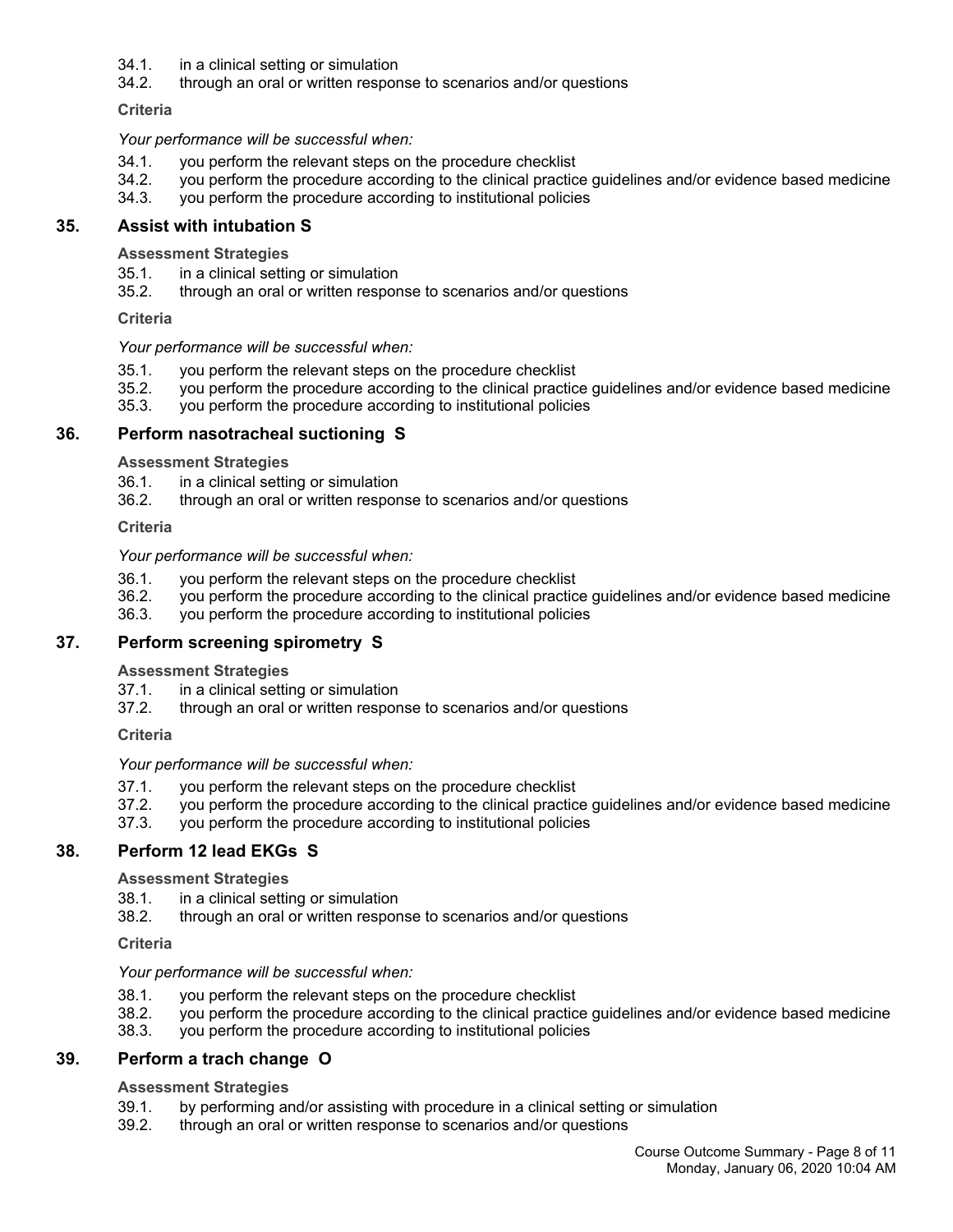34.1. in a clinical setting or simulation
34.2. through an oral or written response to scenarios and/or questions

**Criteria**

*Your performance will be successful when:*

34.1. you perform the relevant steps on the procedure checklist
34.2. you perform the procedure according to the clinical practice guidelines and/or evidence based medicine
34.3. you perform the procedure according to institutional policies

## 35. Assist with intubation S

**Assessment Strategies**

35.1. in a clinical setting or simulation
35.2. through an oral or written response to scenarios and/or questions

**Criteria**

*Your performance will be successful when:*

35.1. you perform the relevant steps on the procedure checklist
35.2. you perform the procedure according to the clinical practice guidelines and/or evidence based medicine
35.3. you perform the procedure according to institutional policies

## 36. Perform nasotracheal suctioning S

**Assessment Strategies**

36.1. in a clinical setting or simulation
36.2. through an oral or written response to scenarios and/or questions

**Criteria**

*Your performance will be successful when:*

36.1. you perform the relevant steps on the procedure checklist
36.2. you perform the procedure according to the clinical practice guidelines and/or evidence based medicine
36.3. you perform the procedure according to institutional policies

## 37. Perform screening spirometry S

**Assessment Strategies**

37.1. in a clinical setting or simulation
37.2. through an oral or written response to scenarios and/or questions

**Criteria**

*Your performance will be successful when:*

37.1. you perform the relevant steps on the procedure checklist
37.2. you perform the procedure according to the clinical practice guidelines and/or evidence based medicine
37.3. you perform the procedure according to institutional policies

## 38. Perform 12 lead EKGs S

**Assessment Strategies**

38.1. in a clinical setting or simulation
38.2. through an oral or written response to scenarios and/or questions

**Criteria**

*Your performance will be successful when:*

38.1. you perform the relevant steps on the procedure checklist
38.2. you perform the procedure according to the clinical practice guidelines and/or evidence based medicine
38.3. you perform the procedure according to institutional policies

## 39. Perform a trach change O

**Assessment Strategies**

39.1. by performing and/or assisting with procedure in a clinical setting or simulation
39.2. through an oral or written response to scenarios and/or questions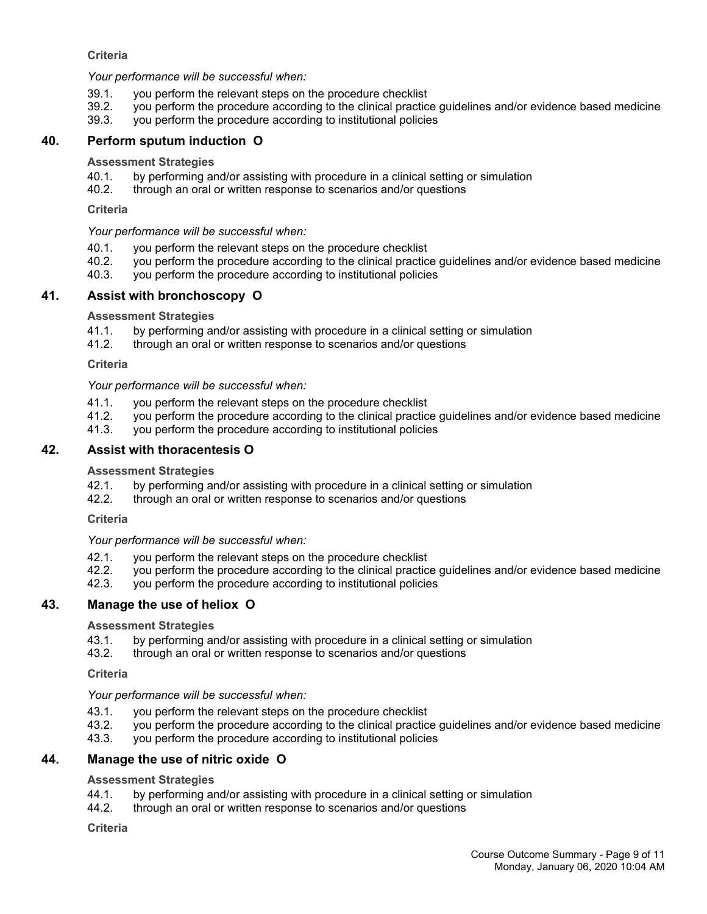**Criteria**

*Your performance will be successful when:*

39.1. you perform the relevant steps on the procedure checklist
39.2. you perform the procedure according to the clinical practice guidelines and/or evidence based medicine
39.3. you perform the procedure according to institutional policies

## 40. Perform sputum induction O

**Assessment Strategies**

40.1. by performing and/or assisting with procedure in a clinical setting or simulation
40.2. through an oral or written response to scenarios and/or questions

**Criteria**

*Your performance will be successful when:*

40.1. you perform the relevant steps on the procedure checklist
40.2. you perform the procedure according to the clinical practice guidelines and/or evidence based medicine
40.3. you perform the procedure according to institutional policies

## 41. Assist with bronchoscopy O

**Assessment Strategies**

41.1. by performing and/or assisting with procedure in a clinical setting or simulation
41.2. through an oral or written response to scenarios and/or questions

**Criteria**

*Your performance will be successful when:*

41.1. you perform the relevant steps on the procedure checklist
41.2. you perform the procedure according to the clinical practice guidelines and/or evidence based medicine
41.3. you perform the procedure according to institutional policies

## 42. Assist with thoracentesis O

**Assessment Strategies**

42.1. by performing and/or assisting with procedure in a clinical setting or simulation
42.2. through an oral or written response to scenarios and/or questions

**Criteria**

*Your performance will be successful when:*

42.1. you perform the relevant steps on the procedure checklist
42.2. you perform the procedure according to the clinical practice guidelines and/or evidence based medicine
42.3. you perform the procedure according to institutional policies

## 43. Manage the use of heliox O

**Assessment Strategies**

43.1. by performing and/or assisting with procedure in a clinical setting or simulation
43.2. through an oral or written response to scenarios and/or questions

**Criteria**

*Your performance will be successful when:*

43.1. you perform the relevant steps on the procedure checklist
43.2. you perform the procedure according to the clinical practice guidelines and/or evidence based medicine
43.3. you perform the procedure according to institutional policies

## 44. Manage the use of nitric oxide O

**Assessment Strategies**

44.1. by performing and/or assisting with procedure in a clinical setting or simulation
44.2. through an oral or written response to scenarios and/or questions

**Criteria**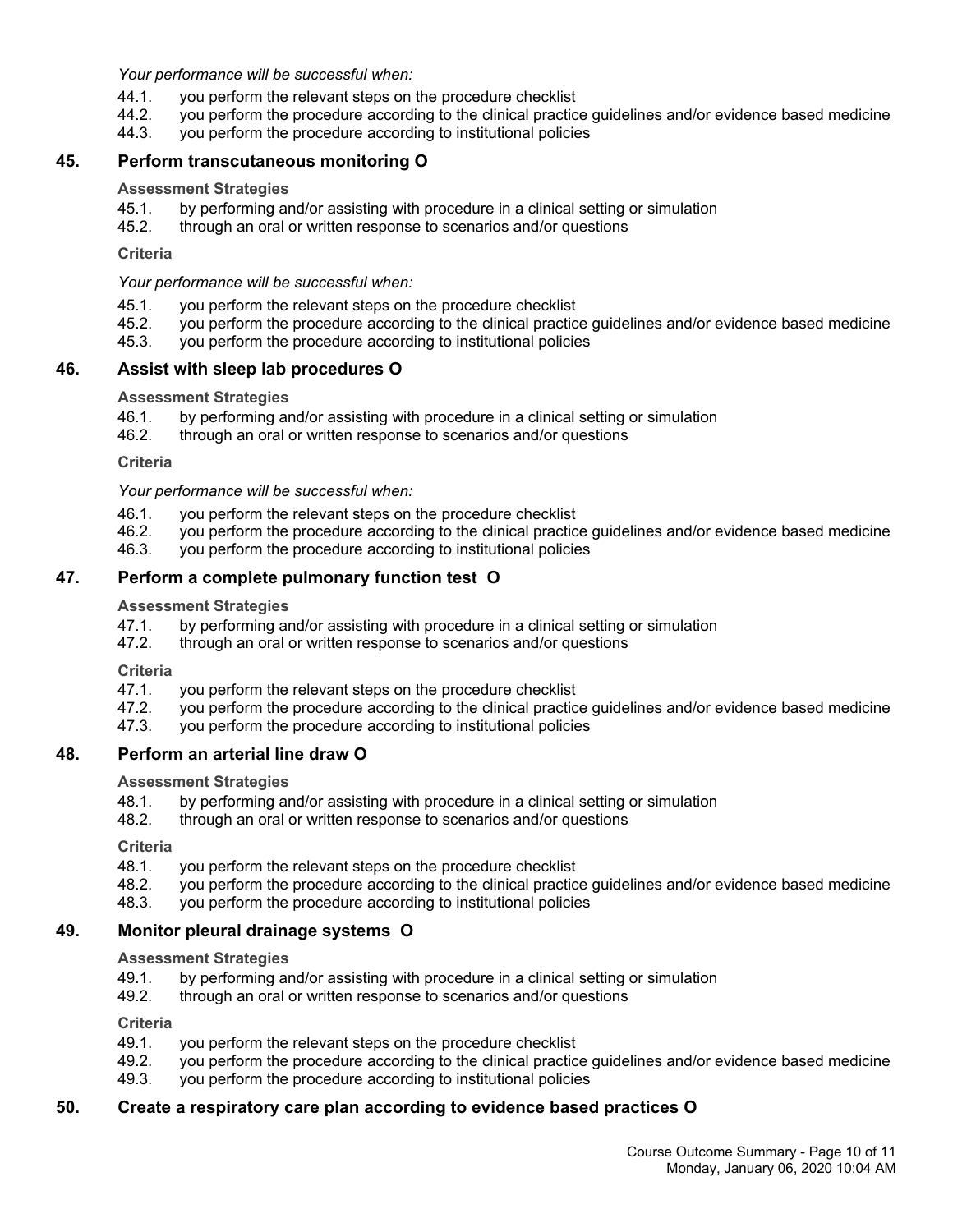*Your performance will be successful when:*

44.1. you perform the relevant steps on the procedure checklist
44.2. you perform the procedure according to the clinical practice guidelines and/or evidence based medicine
44.3. you perform the procedure according to institutional policies

## 45. Perform transcutaneous monitoring O

**Assessment Strategies**

45.1. by performing and/or assisting with procedure in a clinical setting or simulation
45.2. through an oral or written response to scenarios and/or questions

**Criteria**

*Your performance will be successful when:*

45.1. you perform the relevant steps on the procedure checklist
45.2. you perform the procedure according to the clinical practice guidelines and/or evidence based medicine
45.3. you perform the procedure according to institutional policies

## 46. Assist with sleep lab procedures O

**Assessment Strategies**

46.1. by performing and/or assisting with procedure in a clinical setting or simulation
46.2. through an oral or written response to scenarios and/or questions

**Criteria**

*Your performance will be successful when:*

46.1. you perform the relevant steps on the procedure checklist
46.2. you perform the procedure according to the clinical practice guidelines and/or evidence based medicine
46.3. you perform the procedure according to institutional policies

## 47. Perform a complete pulmonary function test O

**Assessment Strategies**

47.1. by performing and/or assisting with procedure in a clinical setting or simulation
47.2. through an oral or written response to scenarios and/or questions

**Criteria**

47.1. you perform the relevant steps on the procedure checklist
47.2. you perform the procedure according to the clinical practice guidelines and/or evidence based medicine
47.3. you perform the procedure according to institutional policies

## 48. Perform an arterial line draw O

**Assessment Strategies**

48.1. by performing and/or assisting with procedure in a clinical setting or simulation
48.2. through an oral or written response to scenarios and/or questions

**Criteria**

48.1. you perform the relevant steps on the procedure checklist
48.2. you perform the procedure according to the clinical practice guidelines and/or evidence based medicine
48.3. you perform the procedure according to institutional policies

## 49. Monitor pleural drainage systems O

**Assessment Strategies**

49.1. by performing and/or assisting with procedure in a clinical setting or simulation
49.2. through an oral or written response to scenarios and/or questions

**Criteria**

49.1. you perform the relevant steps on the procedure checklist
49.2. you perform the procedure according to the clinical practice guidelines and/or evidence based medicine
49.3. you perform the procedure according to institutional policies

## 50. Create a respiratory care plan according to evidence based practices O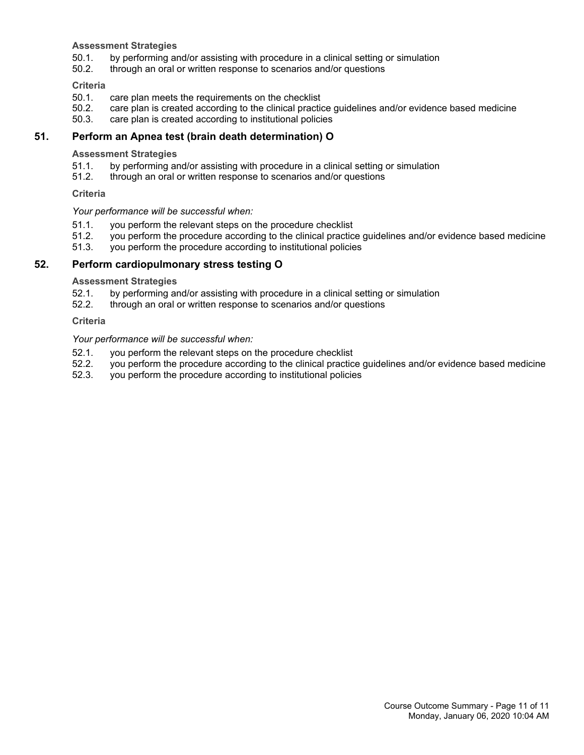**Assessment Strategies**

50.1. by performing and/or assisting with procedure in a clinical setting or simulation
50.2. through an oral or written response to scenarios and/or questions

**Criteria**

50.1. care plan meets the requirements on the checklist
50.2. care plan is created according to the clinical practice guidelines and/or evidence based medicine
50.3. care plan is created according to institutional policies

## 51. Perform an Apnea test (brain death determination) O

**Assessment Strategies**

51.1. by performing and/or assisting with procedure in a clinical setting or simulation
51.2. through an oral or written response to scenarios and/or questions

**Criteria**

*Your performance will be successful when:*

51.1. you perform the relevant steps on the procedure checklist
51.2. you perform the procedure according to the clinical practice guidelines and/or evidence based medicine
51.3. you perform the procedure according to institutional policies

## 52. Perform cardiopulmonary stress testing O

**Assessment Strategies**

52.1. by performing and/or assisting with procedure in a clinical setting or simulation
52.2. through an oral or written response to scenarios and/or questions

**Criteria**

*Your performance will be successful when:*

52.1. you perform the relevant steps on the procedure checklist
52.2. you perform the procedure according to the clinical practice guidelines and/or evidence based medicine
52.3. you perform the procedure according to institutional policies